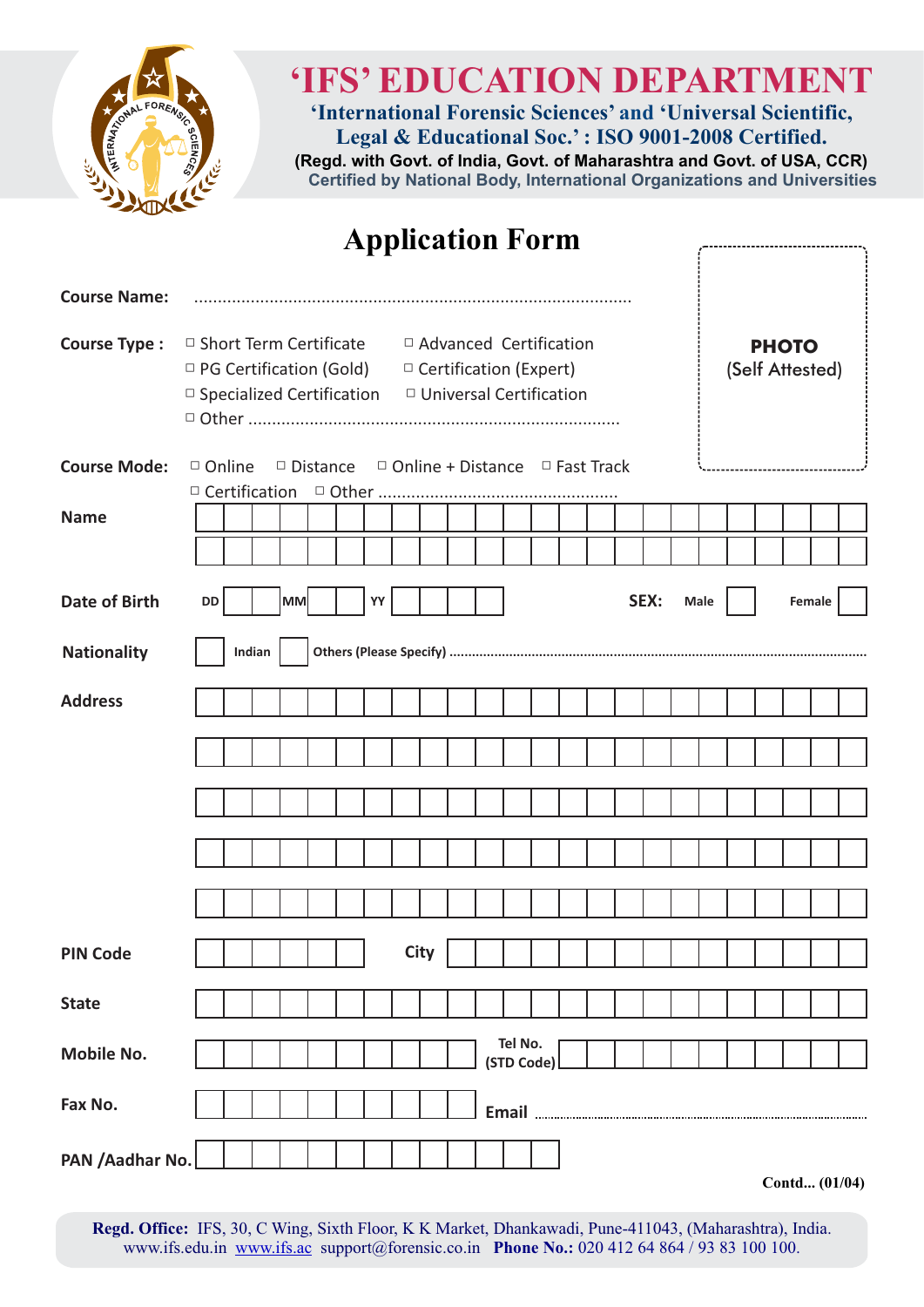# 'IFS' EDUCATION DEPARTMENT

**'International Forensic Sciences' and 'Universal Scientific, Legal & Educational Soc.' : ISO 9001-2008 Certified.**

**(Regd. with Govt. of India, Govt. of Maharashtra and Govt. of USA, CCR)**

**Certified by National Body, International Organizations and Universities**

## Application Form

**PHOTO**
(Self Attested)

**Course Name:** ..........................................................................................

**Course Type :**
- ☐ Short Term Certificate
- ☐ Advanced Certification
- ☐ PG Certification (Gold)
- ☐ Certification (Expert)
- ☐ Specialized Certification
- ☐ Universal Certification
- ☐ Other ..............................................................................

**Course Mode:** ☐ Online ☐ Distance ☐ Online + Distance ☐ Fast Track ☐ Certification ☐ Other ..................................................

**Name**

**Date of Birth** DD ☐☐ MM ☐☐ YY ☐☐☐☐ **SEX:** Male ☐ Female ☐

**Nationality** ☐ Indian ☐ Others (Please Specify) ..........................................................................................................

**Address**

**PIN Code** **City**

**State**

**Mobile No.** **Tel No. (STD Code)**

**Fax No.** **Email** ..........................................................................

**PAN /Aadhar No.**

**Contd... (01/04)**

**Regd. Office:** IFS, 30, C Wing, Sixth Floor, K K Market, Dhankawadi, Pune-411043, (Maharashtra), India. www.ifs.edu.in www.ifs.ac support@forensic.co.in **Phone No.:** 020 412 64 864 / 93 83 100 100.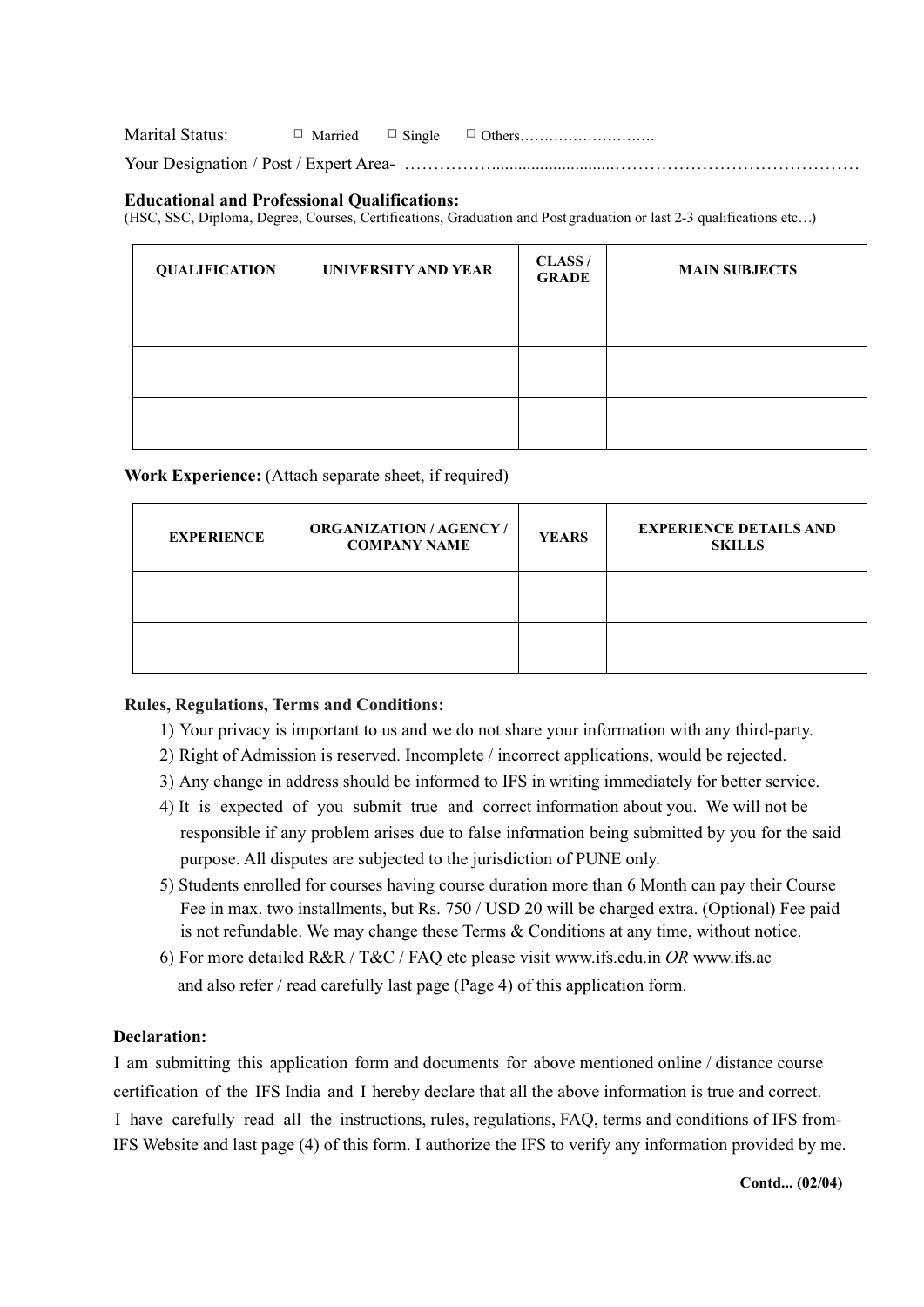Marital Status: ☐ Married ☐ Single ☐ Others……………………….

Your Designation / Post / Expert Area- ……………..........................……………………………………

**Educational and Professional Qualifications:**
(HSC, SSC, Diploma, Degree, Courses, Certifications, Graduation and Post graduation or last 2-3 qualifications etc…)

| QUALIFICATION | UNIVERSITY AND YEAR | CLASS / GRADE | MAIN SUBJECTS |
|---|---|---|---|
| | | | |
| | | | |
| | | | |

**Work Experience:** (Attach separate sheet, if required)

| EXPERIENCE | ORGANIZATION / AGENCY / COMPANY NAME | YEARS | EXPERIENCE DETAILS AND SKILLS |
|---|---|---|---|
| | | | |
| | | | |

**Rules, Regulations, Terms and Conditions:**

1) Your privacy is important to us and we do not share your information with any third-party.
2) Right of Admission is reserved. Incomplete / incorrect applications, would be rejected.
3) Any change in address should be informed to IFS in writing immediately for better service.
4) It is expected of you submit true and correct information about you. We will not be responsible if any problem arises due to false information being submitted by you for the said purpose. All disputes are subjected to the jurisdiction of PUNE only.
5) Students enrolled for courses having course duration more than 6 Month can pay their Course Fee in max. two installments, but Rs. 750 / USD 20 will be charged extra. (Optional) Fee paid is not refundable. We may change these Terms & Conditions at any time, without notice.
6) For more detailed R&R / T&C / FAQ etc please visit www.ifs.edu.in *OR* www.ifs.ac and also refer / read carefully last page (Page 4) of this application form.

**Declaration:**

I am submitting this application form and documents for above mentioned online / distance course certification of the IFS India and I hereby declare that all the above information is true and correct. I have carefully read all the instructions, rules, regulations, FAQ, terms and conditions of IFS from- IFS Website and last page (4) of this form. I authorize the IFS to verify any information provided by me.

**Contd... (02/04)**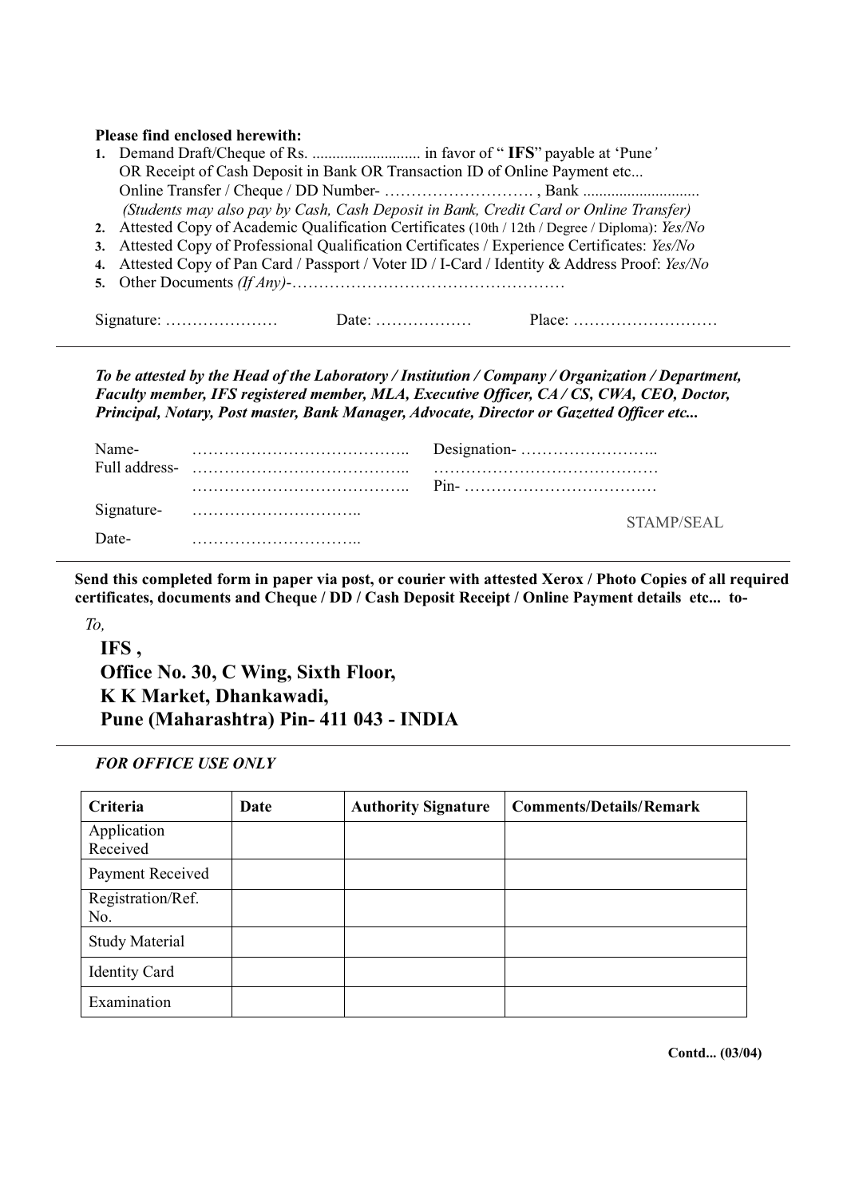**Please find enclosed herewith:**

1. Demand Draft/Cheque of Rs. ........................... in favor of " **IFS**" payable at 'Pune'
   OR Receipt of Cash Deposit in Bank OR Transaction ID of Online Payment etc...
   Online Transfer / Cheque / DD Number- ………………………. , Bank .............................
   *(Students may also pay by Cash, Cash Deposit in Bank, Credit Card or Online Transfer)*
2. Attested Copy of Academic Qualification Certificates (10th / 12th / Degree / Diploma): *Yes/No*
3. Attested Copy of Professional Qualification Certificates / Experience Certificates: *Yes/No*
4. Attested Copy of Pan Card / Passport / Voter ID / I-Card / Identity & Address Proof: *Yes/No*
5. Other Documents *(If Any)*-……………………………………………

Signature: ………………… Date: ……………… Place: ………………………

---

***To be attested by the Head of the Laboratory / Institution / Company / Organization / Department, Faculty member, IFS registered member, MLA, Executive Officer, CA / CS, CWA, CEO, Doctor, Principal, Notary, Post master, Bank Manager, Advocate, Director or Gazetted Officer etc...***

Name- ………………………………….. Designation- ……………………..

Full address- ………………………………….. ……………………………………
………………………………….. Pin- ………………………………

Signature- …………………………..

Date- …………………………..

STAMP/SEAL

---

**Send this completed form in paper via post, or courier with attested Xerox / Photo Copies of all required certificates, documents and Cheque / DD / Cash Deposit Receipt / Online Payment details etc... to-**

*To,*

**IFS ,**
**Office No. 30, C Wing, Sixth Floor,**
**K K Market, Dhankawadi,**
**Pune (Maharashtra) Pin- 411 043 - INDIA**

---

***FOR OFFICE USE ONLY***

| Criteria | Date | Authority Signature | Comments/Details/Remark |
|---|---|---|---|
| Application Received | | | |
| Payment Received | | | |
| Registration/Ref. No. | | | |
| Study Material | | | |
| Identity Card | | | |
| Examination | | | |

**Contd... (03/04)**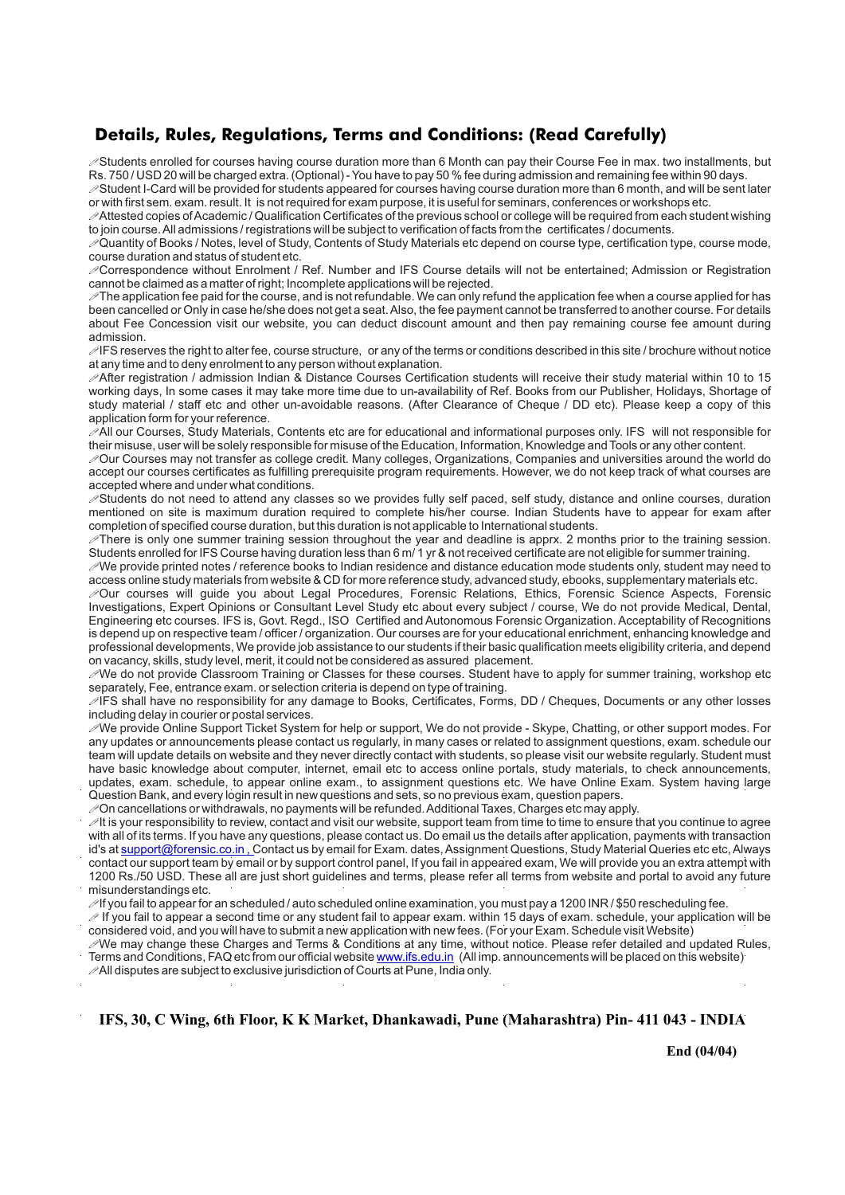## Details, Rules, Regulations, Terms and Conditions: (Read Carefully)

- Students enrolled for courses having course duration more than 6 Month can pay their Course Fee in max. two installments, but Rs. 750 / USD 20 will be charged extra. (Optional) - You have to pay 50 % fee during admission and remaining fee within 90 days.
- Student I-Card will be provided for students appeared for courses having course duration more than 6 month, and will be sent later or with first sem. exam. result. It is not required for exam purpose, it is useful for seminars, conferences or workshops etc.
- Attested copies of Academic / Qualification Certificates of the previous school or college will be required from each student wishing to join course. All admissions / registrations will be subject to verification of facts from the certificates / documents.
- Quantity of Books / Notes, level of Study, Contents of Study Materials etc depend on course type, certification type, course mode, course duration and status of student etc.
- Correspondence without Enrolment / Ref. Number and IFS Course details will not be entertained; Admission or Registration cannot be claimed as a matter of right; Incomplete applications will be rejected.
- The application fee paid for the course, and is not refundable. We can only refund the application fee when a course applied for has been cancelled or Only in case he/she does not get a seat. Also, the fee payment cannot be transferred to another course. For details about Fee Concession visit our website, you can deduct discount amount and then pay remaining course fee amount during admission.
- IFS reserves the right to alter fee, course structure, or any of the terms or conditions described in this site / brochure without notice at any time and to deny enrolment to any person without explanation.
- After registration / admission Indian & Distance Courses Certification students will receive their study material within 10 to 15 working days, In some cases it may take more time due to un-availability of Ref. Books from our Publisher, Holidays, Shortage of study material / staff etc and other un-avoidable reasons. (After Clearance of Cheque / DD etc). Please keep a copy of this application form for your reference.
- All our Courses, Study Materials, Contents etc are for educational and informational purposes only. IFS will not responsible for their misuse, user will be solely responsible for misuse of the Education, Information, Knowledge and Tools or any other content.
- Our Courses may not transfer as college credit. Many colleges, Organizations, Companies and universities around the world do accept our courses certificates as fulfilling prerequisite program requirements. However, we do not keep track of what courses are accepted where and under what conditions.
- Students do not need to attend any classes so we provides fully self paced, self study, distance and online courses, duration mentioned on site is maximum duration required to complete his/her course. Indian Students have to appear for exam after completion of specified course duration, but this duration is not applicable to International students.
- There is only one summer training session throughout the year and deadline is apprx. 2 months prior to the training session. Students enrolled for IFS Course having duration less than 6 m/ 1 yr & not received certificate are not eligible for summer training.
- We provide printed notes / reference books to Indian residence and distance education mode students only, student may need to access online study materials from website & CD for more reference study, advanced study, ebooks, supplementary materials etc.
- Our courses will guide you about Legal Procedures, Forensic Relations, Ethics, Forensic Science Aspects, Forensic Investigations, Expert Opinions or Consultant Level Study etc about every subject / course, We do not provide Medical, Dental, Engineering etc courses. IFS is, Govt. Regd., ISO Certified and Autonomous Forensic Organization. Acceptability of Recognitions is depend up on respective team / officer / organization. Our courses are for your educational enrichment, enhancing knowledge and professional developments, We provide job assistance to our students if their basic qualification meets eligibility criteria, and depend on vacancy, skills, study level, merit, it could not be considered as assured placement.
- We do not provide Classroom Training or Classes for these courses. Student have to apply for summer training, workshop etc separately, Fee, entrance exam. or selection criteria is depend on type of training.
- IFS shall have no responsibility for any damage to Books, Certificates, Forms, DD / Cheques, Documents or any other losses including delay in courier or postal services.
- We provide Online Support Ticket System for help or support, We do not provide - Skype, Chatting, or other support modes. For any updates or announcements please contact us regularly, in many cases or related to assignment questions, exam. schedule our team will update details on website and they never directly contact with students, so please visit our website regularly. Student must have basic knowledge about computer, internet, email etc to access online portals, study materials, to check announcements, updates, exam. schedule, to appear online exam., to assignment questions etc. We have Online Exam. System having large Question Bank, and every login result in new questions and sets, so no previous exam, question papers.
- On cancellations or withdrawals, no payments will be refunded. Additional Taxes, Charges etc may apply.
- It is your responsibility to review, contact and visit our website, support team from time to time to ensure that you continue to agree with all of its terms. If you have any questions, please contact us. Do email us the details after application, payments with transaction id's at support@forensic.co.in , Contact us by email for Exam. dates, Assignment Questions, Study Material Queries etc etc, Always contact our support team by email or by support control panel, If you fail in appeared exam, We will provide you an extra attempt with 1200 Rs./50 USD. These all are just short guidelines and terms, please refer all terms from website and portal to avoid any future misunderstandings etc.
- If you fail to appear for an scheduled / auto scheduled online examination, you must pay a 1200 INR / $50 rescheduling fee.
- If you fail to appear a second time or any student fail to appear exam. within 15 days of exam. schedule, your application will be considered void, and you will have to submit a new application with new fees. (For your Exam. Schedule visit Website)
- We may change these Charges and Terms & Conditions at any time, without notice. Please refer detailed and updated Rules, Terms and Conditions, FAQ etc from our official website www.ifs.edu.in (All imp. announcements will be placed on this website)
- All disputes are subject to exclusive jurisdiction of Courts at Pune, India only.

**IFS, 30, C Wing, 6th Floor, K K Market, Dhankawadi, Pune (Maharashtra) Pin- 411 043 - INDIA**

**End (04/04)**